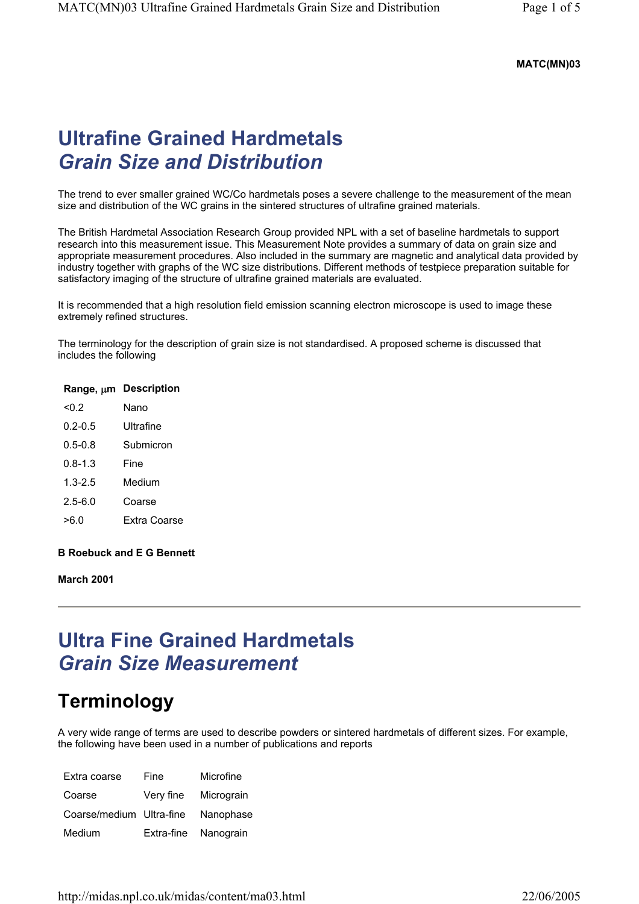**MATC(MN)03**

# Ultrafine Grained Hardmetals
# *Grain Size and Distribution*

The trend to ever smaller grained WC/Co hardmetals poses a severe challenge to the measurement of the mean size and distribution of the WC grains in the sintered structures of ultrafine grained materials.

The British Hardmetal Association Research Group provided NPL with a set of baseline hardmetals to support research into this measurement issue. This Measurement Note provides a summary of data on grain size and appropriate measurement procedures. Also included in the summary are magnetic and analytical data provided by industry together with graphs of the WC size distributions. Different methods of testpiece preparation suitable for satisfactory imaging of the structure of ultrafine grained materials are evaluated.

It is recommended that a high resolution field emission scanning electron microscope is used to image these extremely refined structures.

The terminology for the description of grain size is not standardised. A proposed scheme is discussed that includes the following

| Range, μm | Description |
|---|---|
| <0.2 | Nano |
| 0.2-0.5 | Ultrafine |
| 0.5-0.8 | Submicron |
| 0.8-1.3 | Fine |
| 1.3-2.5 | Medium |
| 2.5-6.0 | Coarse |
| >6.0 | Extra Coarse |

**B Roebuck and E G Bennett**

**March 2001**

---

# Ultra Fine Grained Hardmetals
# *Grain Size Measurement*

## Terminology

A very wide range of terms are used to describe powders or sintered hardmetals of different sizes. For example, the following have been used in a number of publications and reports

| | | |
|---|---|---|
| Extra coarse | Fine | Microfine |
| Coarse | Very fine | Micrograin |
| Coarse/medium | Ultra-fine | Nanophase |
| Medium | Extra-fine | Nanograin |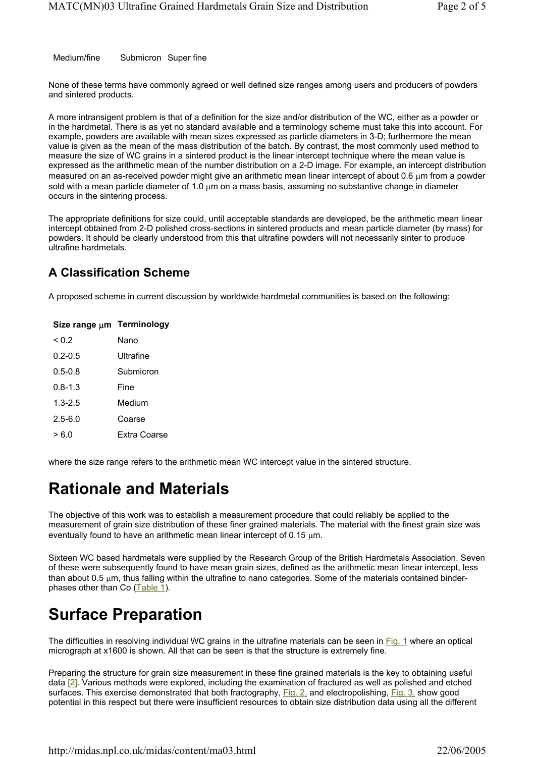Medium/fine Submicron Super fine

None of these terms have commonly agreed or well defined size ranges among users and producers of powders and sintered products.

A more intransigent problem is that of a definition for the size and/or distribution of the WC, either as a powder or in the hardmetal. There is as yet no standard available and a terminology scheme must take this into account. For example, powders are available with mean sizes expressed as particle diameters in 3-D; furthermore the mean value is given as the mean of the mass distribution of the batch. By contrast, the most commonly used method to measure the size of WC grains in a sintered product is the linear intercept technique where the mean value is expressed as the arithmetic mean of the number distribution on a 2-D image. For example, an intercept distribution measured on an as-received powder might give an arithmetic mean linear intercept of about 0.6 μm from a powder sold with a mean particle diameter of 1.0 μm on a mass basis, assuming no substantive change in diameter occurs in the sintering process.

The appropriate definitions for size could, until acceptable standards are developed, be the arithmetic mean linear intercept obtained from 2-D polished cross-sections in sintered products and mean particle diameter (by mass) for powders. It should be clearly understood from this that ultrafine powders will not necessarily sinter to produce ultrafine hardmetals.

## A Classification Scheme

A proposed scheme in current discussion by worldwide hardmetal communities is based on the following:

| Size range μm | Terminology |
|---|---|
| < 0.2 | Nano |
| 0.2-0.5 | Ultrafine |
| 0.5-0.8 | Submicron |
| 0.8-1.3 | Fine |
| 1.3-2.5 | Medium |
| 2.5-6.0 | Coarse |
| > 6.0 | Extra Coarse |

where the size range refers to the arithmetic mean WC intercept value in the sintered structure.

# Rationale and Materials

The objective of this work was to establish a measurement procedure that could reliably be applied to the measurement of grain size distribution of these finer grained materials. The material with the finest grain size was eventually found to have an arithmetic mean linear intercept of 0.15 μm.

Sixteen WC based hardmetals were supplied by the Research Group of the British Hardmetals Association. Seven of these were subsequently found to have mean grain sizes, defined as the arithmetic mean linear intercept, less than about 0.5 μm, thus falling within the ultrafine to nano categories. Some of the materials contained binder-phases other than Co (Table 1).

# Surface Preparation

The difficulties in resolving individual WC grains in the ultrafine materials can be seen in Fig. 1 where an optical micrograph at x1600 is shown. All that can be seen is that the structure is extremely fine.

Preparing the structure for grain size measurement in these fine grained materials is the key to obtaining useful data [2]. Various methods were explored, including the examination of fractured as well as polished and etched surfaces. This exercise demonstrated that both fractography, Fig. 2, and electropolishing, Fig. 3, show good potential in this respect but there were insufficient resources to obtain size distribution data using all the different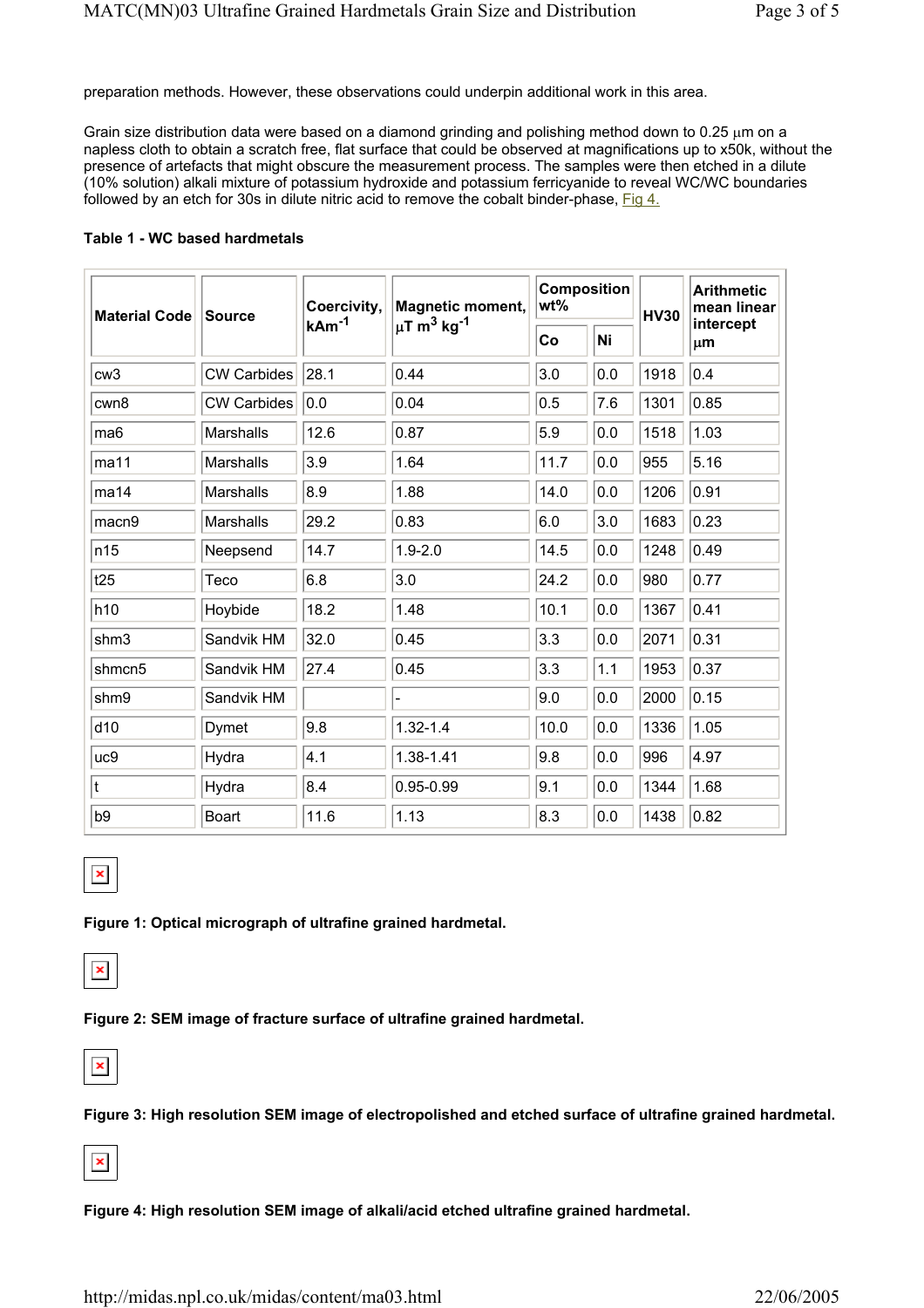preparation methods. However, these observations could underpin additional work in this area.

Grain size distribution data were based on a diamond grinding and polishing method down to 0.25 μm on a napless cloth to obtain a scratch free, flat surface that could be observed at magnifications up to x50k, without the presence of artefacts that might obscure the measurement process. The samples were then etched in a dilute (10% solution) alkali mixture of potassium hydroxide and potassium ferricyanide to reveal WC/WC boundaries followed by an etch for 30s in dilute nitric acid to remove the cobalt binder-phase, Fig 4.

**Table 1 - WC based hardmetals**

| Material Code | Source | Coercivity, $kAm^{-1}$ | Magnetic moment, $\mu T\ m^3\ kg^{-1}$ | Composition wt% | | HV30 | Arithmetic mean linear intercept μm |
|---|---|---|---|---|---|---|---|
| | | | | Co | Ni | | |
| cw3 | CW Carbides | 28.1 | 0.44 | 3.0 | 0.0 | 1918 | 0.4 |
| cwn8 | CW Carbides | 0.0 | 0.04 | 0.5 | 7.6 | 1301 | 0.85 |
| ma6 | Marshalls | 12.6 | 0.87 | 5.9 | 0.0 | 1518 | 1.03 |
| ma11 | Marshalls | 3.9 | 1.64 | 11.7 | 0.0 | 955 | 5.16 |
| ma14 | Marshalls | 8.9 | 1.88 | 14.0 | 0.0 | 1206 | 0.91 |
| macn9 | Marshalls | 29.2 | 0.83 | 6.0 | 3.0 | 1683 | 0.23 |
| n15 | Neepsend | 14.7 | 1.9-2.0 | 14.5 | 0.0 | 1248 | 0.49 |
| t25 | Teco | 6.8 | 3.0 | 24.2 | 0.0 | 980 | 0.77 |
| h10 | Hoybide | 18.2 | 1.48 | 10.1 | 0.0 | 1367 | 0.41 |
| shm3 | Sandvik HM | 32.0 | 0.45 | 3.3 | 0.0 | 2071 | 0.31 |
| shmcn5 | Sandvik HM | 27.4 | 0.45 | 3.3 | 1.1 | 1953 | 0.37 |
| shm9 | Sandvik HM | | - | 9.0 | 0.0 | 2000 | 0.15 |
| d10 | Dymet | 9.8 | 1.32-1.4 | 10.0 | 0.0 | 1336 | 1.05 |
| uc9 | Hydra | 4.1 | 1.38-1.41 | 9.8 | 0.0 | 996 | 4.97 |
| t | Hydra | 8.4 | 0.95-0.99 | 9.1 | 0.0 | 1344 | 1.68 |
| b9 | Boart | 11.6 | 1.13 | 8.3 | 0.0 | 1438 | 0.82 |

**Figure 1: Optical micrograph of ultrafine grained hardmetal.**

**Figure 2: SEM image of fracture surface of ultrafine grained hardmetal.**

**Figure 3: High resolution SEM image of electropolished and etched surface of ultrafine grained hardmetal.**

**Figure 4: High resolution SEM image of alkali/acid etched ultrafine grained hardmetal.**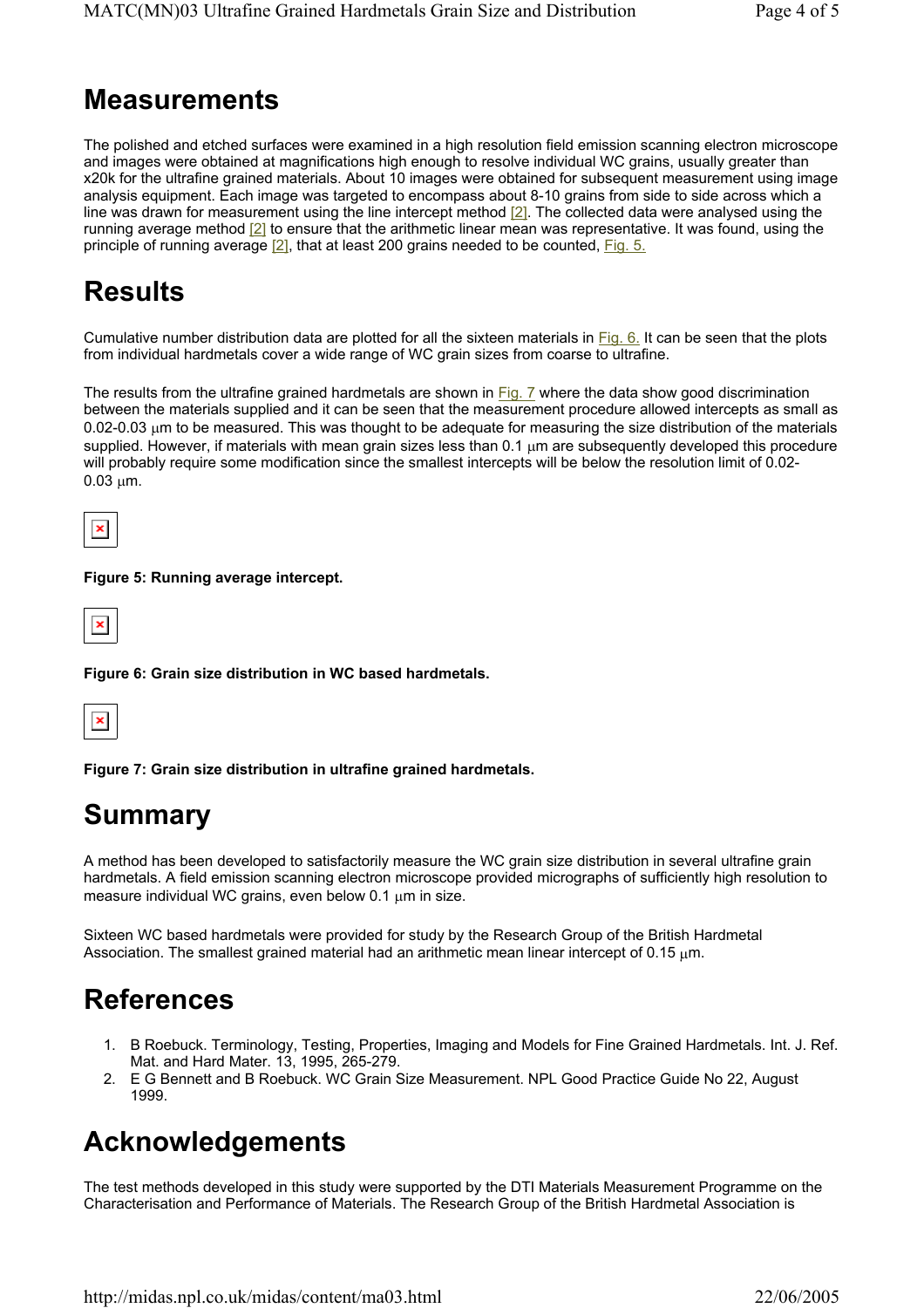# Measurements

The polished and etched surfaces were examined in a high resolution field emission scanning electron microscope and images were obtained at magnifications high enough to resolve individual WC grains, usually greater than x20k for the ultrafine grained materials. About 10 images were obtained for subsequent measurement using image analysis equipment. Each image was targeted to encompass about 8-10 grains from side to side across which a line was drawn for measurement using the line intercept method [2]. The collected data were analysed using the running average method [2] to ensure that the arithmetic linear mean was representative. It was found, using the principle of running average [2], that at least 200 grains needed to be counted, Fig. 5.

# Results

Cumulative number distribution data are plotted for all the sixteen materials in Fig. 6. It can be seen that the plots from individual hardmetals cover a wide range of WC grain sizes from coarse to ultrafine.

The results from the ultrafine grained hardmetals are shown in Fig. 7 where the data show good discrimination between the materials supplied and it can be seen that the measurement procedure allowed intercepts as small as 0.02-0.03 μm to be measured. This was thought to be adequate for measuring the size distribution of the materials supplied. However, if materials with mean grain sizes less than 0.1 μm are subsequently developed this procedure will probably require some modification since the smallest intercepts will be below the resolution limit of 0.02-0.03 μm.

**Figure 5: Running average intercept.**

**Figure 6: Grain size distribution in WC based hardmetals.**

**Figure 7: Grain size distribution in ultrafine grained hardmetals.**

# Summary

A method has been developed to satisfactorily measure the WC grain size distribution in several ultrafine grain hardmetals. A field emission scanning electron microscope provided micrographs of sufficiently high resolution to measure individual WC grains, even below 0.1 μm in size.

Sixteen WC based hardmetals were provided for study by the Research Group of the British Hardmetal Association. The smallest grained material had an arithmetic mean linear intercept of 0.15 μm.

# References

1. B Roebuck. Terminology, Testing, Properties, Imaging and Models for Fine Grained Hardmetals. Int. J. Ref. Mat. and Hard Mater. 13, 1995, 265-279.
2. E G Bennett and B Roebuck. WC Grain Size Measurement. NPL Good Practice Guide No 22, August 1999.

# Acknowledgements

The test methods developed in this study were supported by the DTI Materials Measurement Programme on the Characterisation and Performance of Materials. The Research Group of the British Hardmetal Association is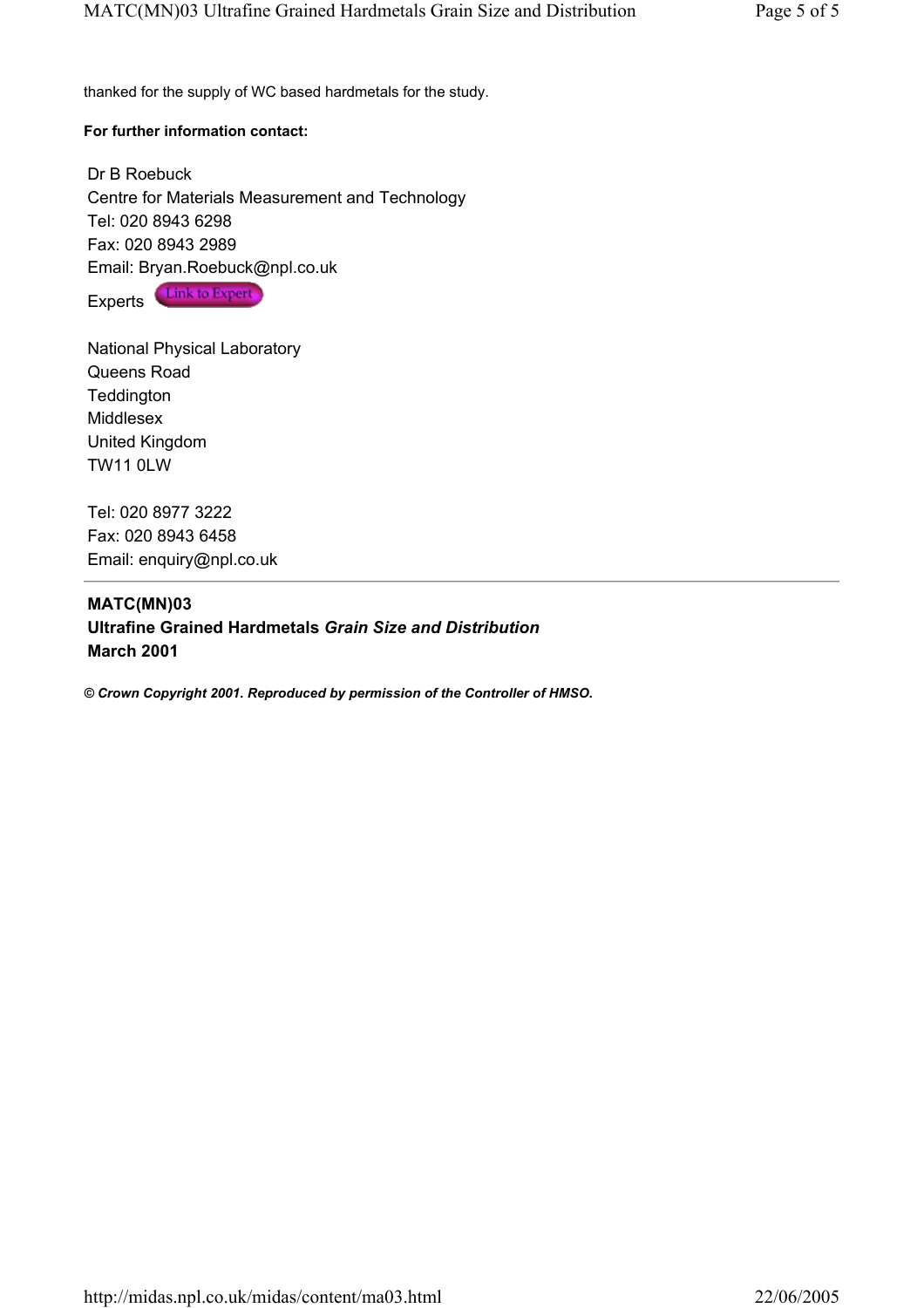thanked for the supply of WC based hardmetals for the study.

**For further information contact:**

Dr B Roebuck
Centre for Materials Measurement and Technology
Tel: 020 8943 6298
Fax: 020 8943 2989
Email: Bryan.Roebuck@npl.co.uk
Experts Link to Expert

National Physical Laboratory
Queens Road
Teddington
Middlesex
United Kingdom
TW11 0LW

Tel: 020 8977 3222
Fax: 020 8943 6458
Email: enquiry@npl.co.uk

---

**MATC(MN)03**
**Ultrafine Grained Hardmetals *Grain Size and Distribution***
**March 2001**

***© Crown Copyright 2001. Reproduced by permission of the Controller of HMSO.***